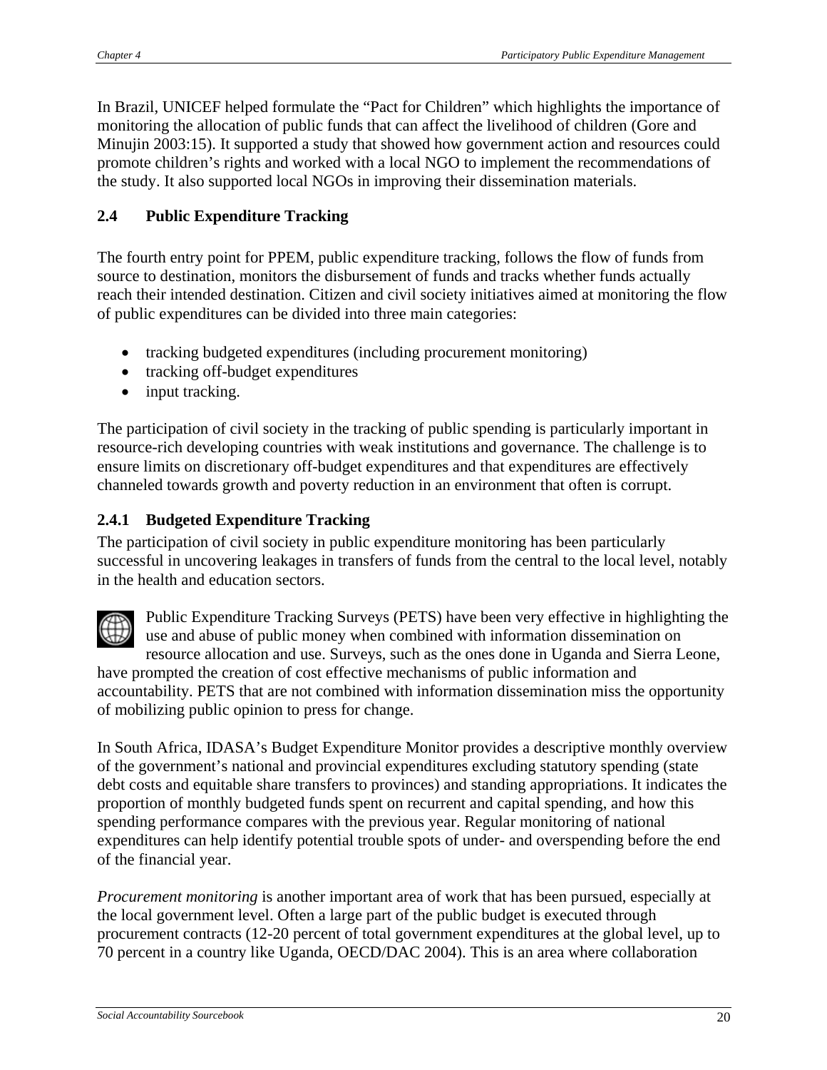In Brazil, UNICEF helped formulate the "Pact for Children" which highlights the importance of monitoring the allocation of public funds that can affect the livelihood of children (Gore and Minujin 2003:15). It supported a study that showed how government action and resources could promote children's rights and worked with a local NGO to implement the recommendations of the study. It also supported local NGOs in improving their dissemination materials.

## 2.4 Public Expenditure Tracking

The fourth entry point for PPEM, public expenditure tracking, follows the flow of funds from source to destination, monitors the disbursement of funds and tracks whether funds actually reach their intended destination. Citizen and civil society initiatives aimed at monitoring the flow of public expenditures can be divided into three main categories:

- tracking budgeted expenditures (including procurement monitoring)
- tracking off-budget expenditures
- input tracking.

The participation of civil society in the tracking of public spending is particularly important in resource-rich developing countries with weak institutions and governance. The challenge is to ensure limits on discretionary off-budget expenditures and that expenditures are effectively channeled towards growth and poverty reduction in an environment that often is corrupt.

### 2.4.1 Budgeted Expenditure Tracking

The participation of civil society in public expenditure monitoring has been particularly successful in uncovering leakages in transfers of funds from the central to the local level, notably in the health and education sectors.

Public Expenditure Tracking Surveys (PETS) have been very effective in highlighting the use and abuse of public money when combined with information dissemination on resource allocation and use. Surveys, such as the ones done in Uganda and Sierra Leone, have prompted the creation of cost effective mechanisms of public information and accountability. PETS that are not combined with information dissemination miss the opportunity of mobilizing public opinion to press for change.

In South Africa, IDASA's Budget Expenditure Monitor provides a descriptive monthly overview of the government's national and provincial expenditures excluding statutory spending (state debt costs and equitable share transfers to provinces) and standing appropriations. It indicates the proportion of monthly budgeted funds spent on recurrent and capital spending, and how this spending performance compares with the previous year. Regular monitoring of national expenditures can help identify potential trouble spots of under- and overspending before the end of the financial year.

*Procurement monitoring* is another important area of work that has been pursued, especially at the local government level. Often a large part of the public budget is executed through procurement contracts (12-20 percent of total government expenditures at the global level, up to 70 percent in a country like Uganda, OECD/DAC 2004). This is an area where collaboration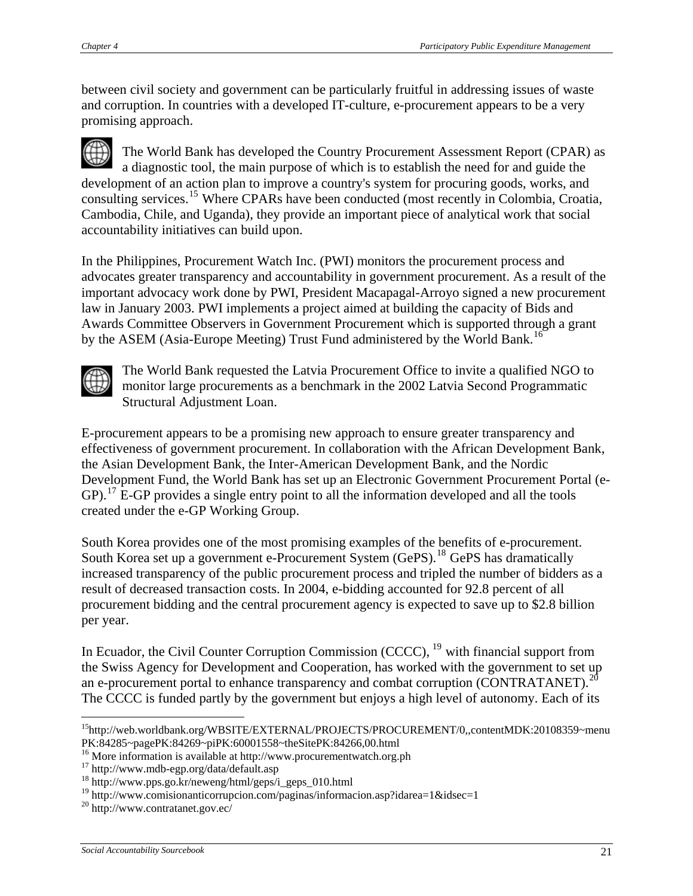between civil society and government can be particularly fruitful in addressing issues of waste and corruption. In countries with a developed IT-culture, e-procurement appears to be a very promising approach.

The World Bank has developed the Country Procurement Assessment Report (CPAR) as a diagnostic tool, the main purpose of which is to establish the need for and guide the development of an action plan to improve a country's system for procuring goods, works, and consulting services.[15] Where CPARs have been conducted (most recently in Colombia, Croatia, Cambodia, Chile, and Uganda), they provide an important piece of analytical work that social accountability initiatives can build upon.

In the Philippines, Procurement Watch Inc. (PWI) monitors the procurement process and advocates greater transparency and accountability in government procurement. As a result of the important advocacy work done by PWI, President Macapagal-Arroyo signed a new procurement law in January 2003. PWI implements a project aimed at building the capacity of Bids and Awards Committee Observers in Government Procurement which is supported through a grant by the ASEM (Asia-Europe Meeting) Trust Fund administered by the World Bank.[16]

The World Bank requested the Latvia Procurement Office to invite a qualified NGO to monitor large procurements as a benchmark in the 2002 Latvia Second Programmatic Structural Adjustment Loan.

E-procurement appears to be a promising new approach to ensure greater transparency and effectiveness of government procurement. In collaboration with the African Development Bank, the Asian Development Bank, the Inter-American Development Bank, and the Nordic Development Fund, the World Bank has set up an Electronic Government Procurement Portal (e-GP).[17] E-GP provides a single entry point to all the information developed and all the tools created under the e-GP Working Group.

South Korea provides one of the most promising examples of the benefits of e-procurement. South Korea set up a government e-Procurement System (GePS).[18] GePS has dramatically increased transparency of the public procurement process and tripled the number of bidders as a result of decreased transaction costs. In 2004, e-bidding accounted for 92.8 percent of all procurement bidding and the central procurement agency is expected to save up to $2.8 billion per year.

In Ecuador, the Civil Counter Corruption Commission (CCCC), [19] with financial support from the Swiss Agency for Development and Cooperation, has worked with the government to set up an e-procurement portal to enhance transparency and combat corruption (CONTRATANET).[20] The CCCC is funded partly by the government but enjoys a high level of autonomy. Each of its

---

[15] http://web.worldbank.org/WBSITE/EXTERNAL/PROJECTS/PROCUREMENT/0,,contentMDK:20108359~menuPK:84285~pagePK:84269~piPK:60001558~theSitePK:84266,00.html

[16] More information is available at http://www.procurementwatch.org.ph

[17] http://www.mdb-egp.org/data/default.asp

[18] http://www.pps.go.kr/neweng/html/geps/i_geps_010.html

[19] http://www.comisionanticorrupcion.com/paginas/informacion.asp?idarea=1&idsec=1

[20] http://www.contratanet.gov.ec/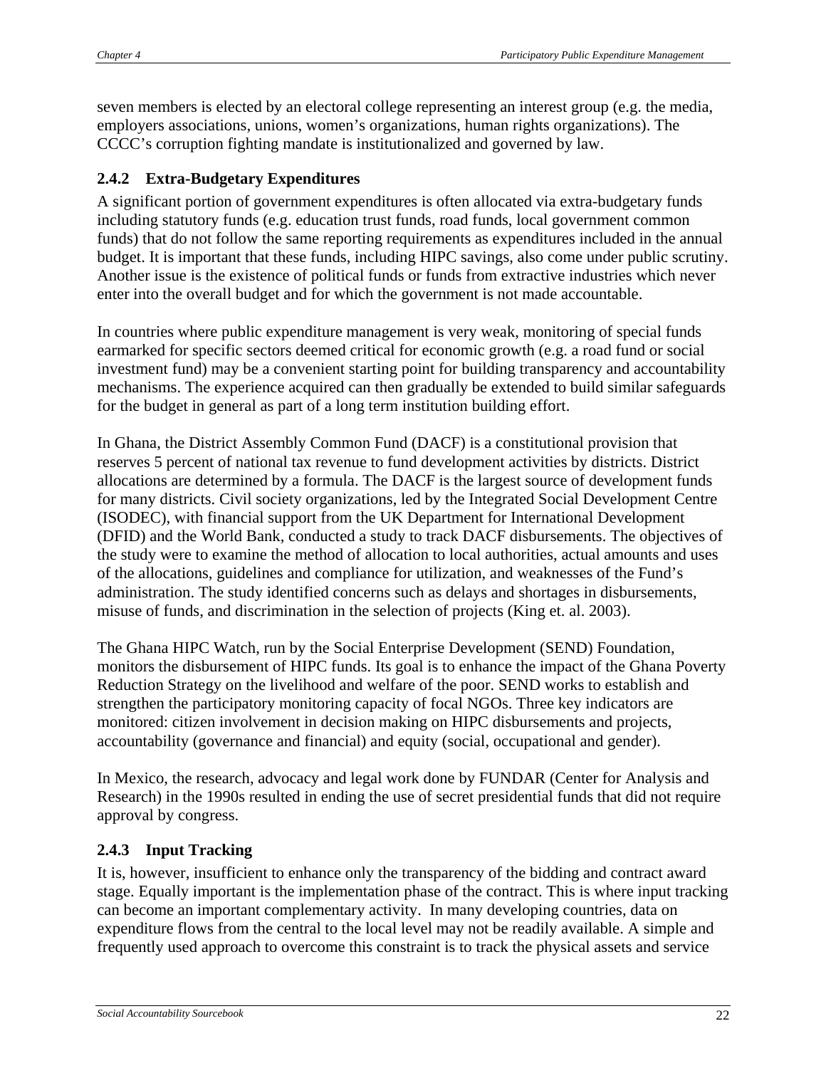seven members is elected by an electoral college representing an interest group (e.g. the media, employers associations, unions, women's organizations, human rights organizations). The CCCC's corruption fighting mandate is institutionalized and governed by law.

### 2.4.2 Extra-Budgetary Expenditures

A significant portion of government expenditures is often allocated via extra-budgetary funds including statutory funds (e.g. education trust funds, road funds, local government common funds) that do not follow the same reporting requirements as expenditures included in the annual budget. It is important that these funds, including HIPC savings, also come under public scrutiny. Another issue is the existence of political funds or funds from extractive industries which never enter into the overall budget and for which the government is not made accountable.

In countries where public expenditure management is very weak, monitoring of special funds earmarked for specific sectors deemed critical for economic growth (e.g. a road fund or social investment fund) may be a convenient starting point for building transparency and accountability mechanisms. The experience acquired can then gradually be extended to build similar safeguards for the budget in general as part of a long term institution building effort.

In Ghana, the District Assembly Common Fund (DACF) is a constitutional provision that reserves 5 percent of national tax revenue to fund development activities by districts. District allocations are determined by a formula. The DACF is the largest source of development funds for many districts. Civil society organizations, led by the Integrated Social Development Centre (ISODEC), with financial support from the UK Department for International Development (DFID) and the World Bank, conducted a study to track DACF disbursements. The objectives of the study were to examine the method of allocation to local authorities, actual amounts and uses of the allocations, guidelines and compliance for utilization, and weaknesses of the Fund's administration. The study identified concerns such as delays and shortages in disbursements, misuse of funds, and discrimination in the selection of projects (King et. al. 2003).

The Ghana HIPC Watch, run by the Social Enterprise Development (SEND) Foundation, monitors the disbursement of HIPC funds. Its goal is to enhance the impact of the Ghana Poverty Reduction Strategy on the livelihood and welfare of the poor. SEND works to establish and strengthen the participatory monitoring capacity of focal NGOs. Three key indicators are monitored: citizen involvement in decision making on HIPC disbursements and projects, accountability (governance and financial) and equity (social, occupational and gender).

In Mexico, the research, advocacy and legal work done by FUNDAR (Center for Analysis and Research) in the 1990s resulted in ending the use of secret presidential funds that did not require approval by congress.

### 2.4.3 Input Tracking

It is, however, insufficient to enhance only the transparency of the bidding and contract award stage. Equally important is the implementation phase of the contract. This is where input tracking can become an important complementary activity. In many developing countries, data on expenditure flows from the central to the local level may not be readily available. A simple and frequently used approach to overcome this constraint is to track the physical assets and service